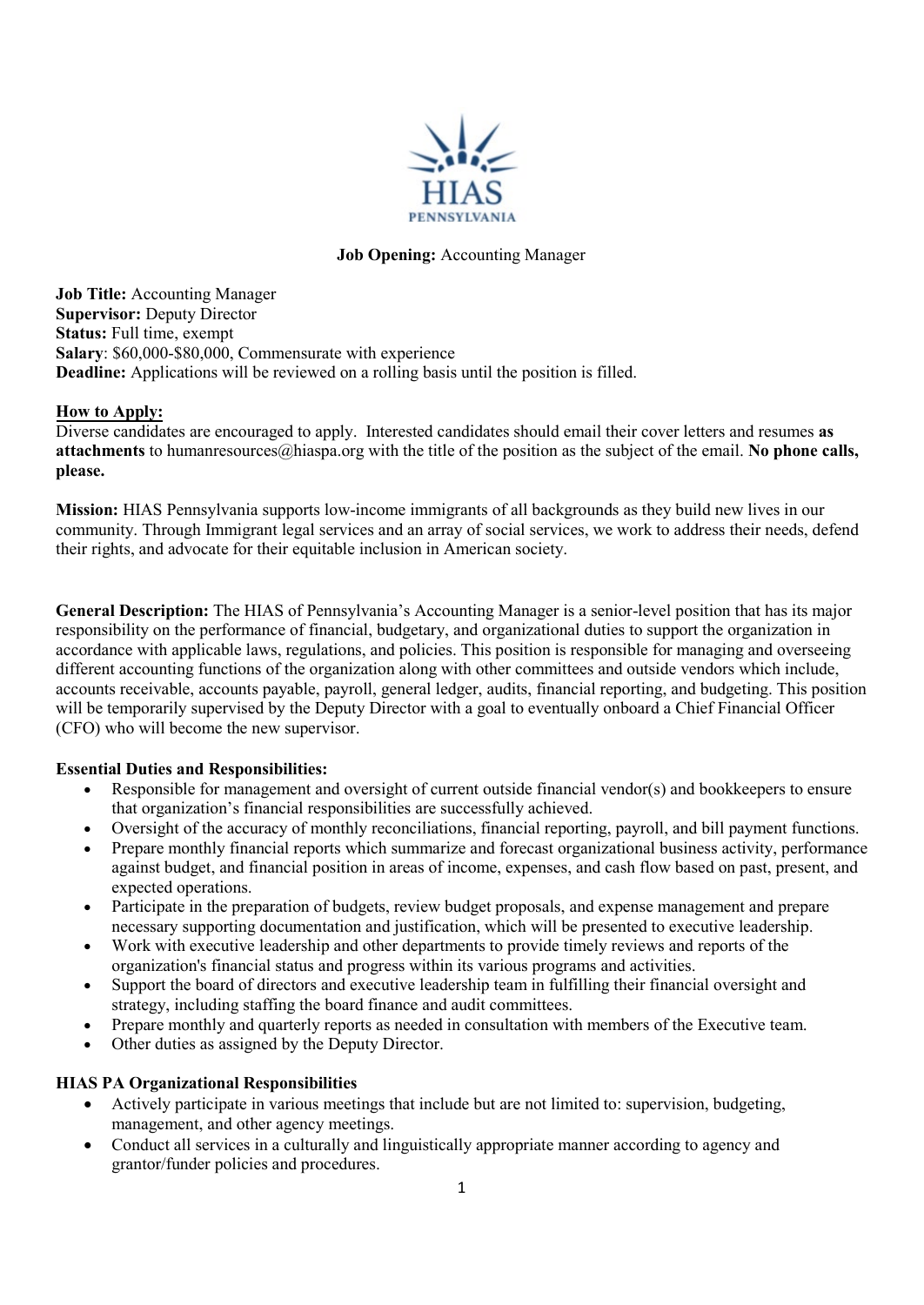HIAS
PENNSYLVANIA

**Job Opening:** Accounting Manager

**Job Title:** Accounting Manager
**Supervisor:** Deputy Director
**Status:** Full time, exempt
**Salary**: $60,000-$80,000, Commensurate with experience
**Deadline:** Applications will be reviewed on a rolling basis until the position is filled.

**How to Apply:**
Diverse candidates are encouraged to apply. Interested candidates should email their cover letters and resumes **as attachments** to humanresources@hiaspa.org with the title of the position as the subject of the email. **No phone calls, please.**

**Mission:** HIAS Pennsylvania supports low-income immigrants of all backgrounds as they build new lives in our community. Through Immigrant legal services and an array of social services, we work to address their needs, defend their rights, and advocate for their equitable inclusion in American society.

**General Description:** The HIAS of Pennsylvania's Accounting Manager is a senior-level position that has its major responsibility on the performance of financial, budgetary, and organizational duties to support the organization in accordance with applicable laws, regulations, and policies. This position is responsible for managing and overseeing different accounting functions of the organization along with other committees and outside vendors which include, accounts receivable, accounts payable, payroll, general ledger, audits, financial reporting, and budgeting. This position will be temporarily supervised by the Deputy Director with a goal to eventually onboard a Chief Financial Officer (CFO) who will become the new supervisor.

**Essential Duties and Responsibilities:**

- Responsible for management and oversight of current outside financial vendor(s) and bookkeepers to ensure that organization's financial responsibilities are successfully achieved.
- Oversight of the accuracy of monthly reconciliations, financial reporting, payroll, and bill payment functions.
- Prepare monthly financial reports which summarize and forecast organizational business activity, performance against budget, and financial position in areas of income, expenses, and cash flow based on past, present, and expected operations.
- Participate in the preparation of budgets, review budget proposals, and expense management and prepare necessary supporting documentation and justification, which will be presented to executive leadership.
- Work with executive leadership and other departments to provide timely reviews and reports of the organization's financial status and progress within its various programs and activities.
- Support the board of directors and executive leadership team in fulfilling their financial oversight and strategy, including staffing the board finance and audit committees.
- Prepare monthly and quarterly reports as needed in consultation with members of the Executive team.
- Other duties as assigned by the Deputy Director.

**HIAS PA Organizational Responsibilities**

- Actively participate in various meetings that include but are not limited to: supervision, budgeting, management, and other agency meetings.
- Conduct all services in a culturally and linguistically appropriate manner according to agency and grantor/funder policies and procedures.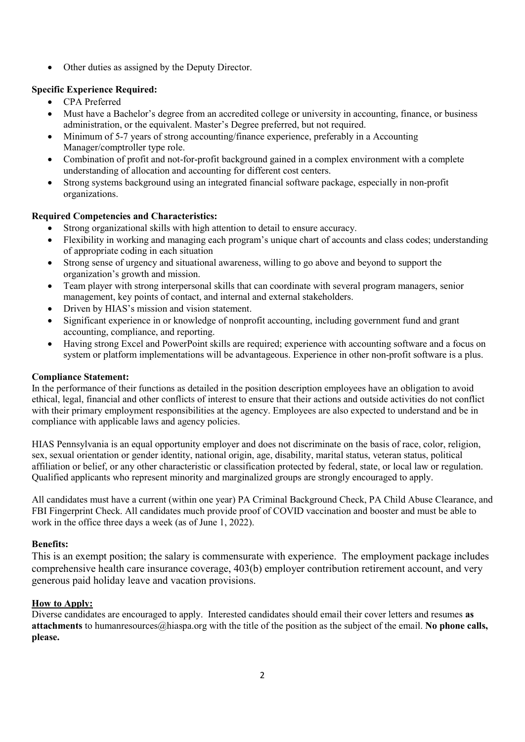- Other duties as assigned by the Deputy Director.

**Specific Experience Required:**

- CPA Preferred
- Must have a Bachelor's degree from an accredited college or university in accounting, finance, or business administration, or the equivalent. Master's Degree preferred, but not required.
- Minimum of 5-7 years of strong accounting/finance experience, preferably in a Accounting Manager/comptroller type role.
- Combination of profit and not-for-profit background gained in a complex environment with a complete understanding of allocation and accounting for different cost centers.
- Strong systems background using an integrated financial software package, especially in non-profit organizations.

**Required Competencies and Characteristics:**

- Strong organizational skills with high attention to detail to ensure accuracy.
- Flexibility in working and managing each program's unique chart of accounts and class codes; understanding of appropriate coding in each situation
- Strong sense of urgency and situational awareness, willing to go above and beyond to support the organization's growth and mission.
- Team player with strong interpersonal skills that can coordinate with several program managers, senior management, key points of contact, and internal and external stakeholders.
- Driven by HIAS's mission and vision statement.
- Significant experience in or knowledge of nonprofit accounting, including government fund and grant accounting, compliance, and reporting.
- Having strong Excel and PowerPoint skills are required; experience with accounting software and a focus on system or platform implementations will be advantageous. Experience in other non-profit software is a plus.

**Compliance Statement:**

In the performance of their functions as detailed in the position description employees have an obligation to avoid ethical, legal, financial and other conflicts of interest to ensure that their actions and outside activities do not conflict with their primary employment responsibilities at the agency. Employees are also expected to understand and be in compliance with applicable laws and agency policies.

HIAS Pennsylvania is an equal opportunity employer and does not discriminate on the basis of race, color, religion, sex, sexual orientation or gender identity, national origin, age, disability, marital status, veteran status, political affiliation or belief, or any other characteristic or classification protected by federal, state, or local law or regulation. Qualified applicants who represent minority and marginalized groups are strongly encouraged to apply.

All candidates must have a current (within one year) PA Criminal Background Check, PA Child Abuse Clearance, and FBI Fingerprint Check. All candidates much provide proof of COVID vaccination and booster and must be able to work in the office three days a week (as of June 1, 2022).

**Benefits:**

This is an exempt position; the salary is commensurate with experience. The employment package includes comprehensive health care insurance coverage, 403(b) employer contribution retirement account, and very generous paid holiday leave and vacation provisions.

**How to Apply:**

Diverse candidates are encouraged to apply. Interested candidates should email their cover letters and resumes **as attachments** to humanresources@hiaspa.org with the title of the position as the subject of the email. **No phone calls, please.**